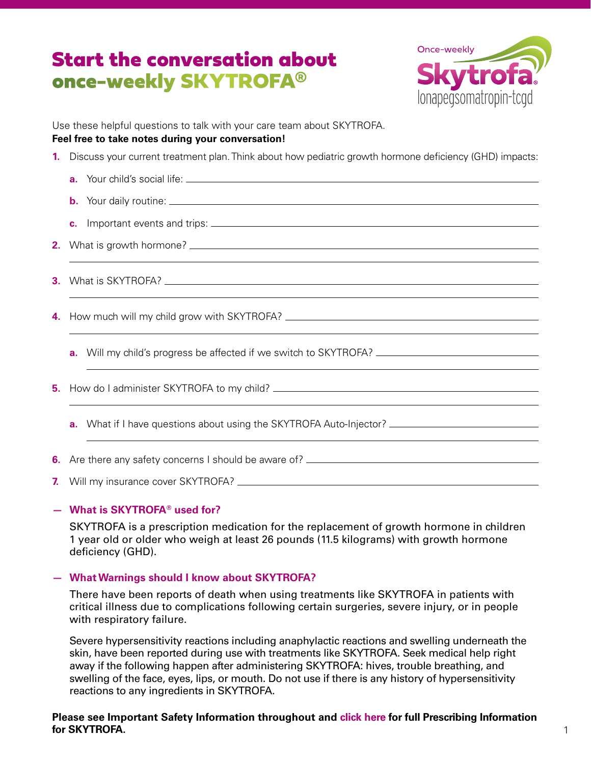# Start the conversation about once-weekly SKYTROFA®

Once-weekly Skytrofa® lonapegsomatropin-tcgd

Use these helpful questions to talk with your care team about SKYTROFA.
**Feel free to take notes during your conversation!**

1. Discuss your current treatment plan. Think about how pediatric growth hormone deficiency (GHD) impacts:
   a. Your child's social life: ______
   b. Your daily routine: ______
   c. Important events and trips: ______
2. What is growth hormone? ______
3. What is SKYTROFA? ______
4. How much will my child grow with SKYTROFA? ______
   a. Will my child's progress be affected if we switch to SKYTROFA? ______
5. How do I administer SKYTROFA to my child? ______
   a. What if I have questions about using the SKYTROFA Auto-Injector? ______
6. Are there any safety concerns I should be aware of? ______
7. Will my insurance cover SKYTROFA? ______

### — What is SKYTROFA® used for?

SKYTROFA is a prescription medication for the replacement of growth hormone in children 1 year old or older who weigh at least 26 pounds (11.5 kilograms) with growth hormone deficiency (GHD).

### — What Warnings should I know about SKYTROFA?

There have been reports of death when using treatments like SKYTROFA in patients with critical illness due to complications following certain surgeries, severe injury, or in people with respiratory failure.

Severe hypersensitivity reactions including anaphylactic reactions and swelling underneath the skin, have been reported during use with treatments like SKYTROFA. Seek medical help right away if the following happen after administering SKYTROFA: hives, trouble breathing, and swelling of the face, eyes, lips, or mouth. Do not use if there is any history of hypersensitivity reactions to any ingredients in SKYTROFA.

**Please see Important Safety Information throughout and click here for full Prescribing Information for SKYTROFA.**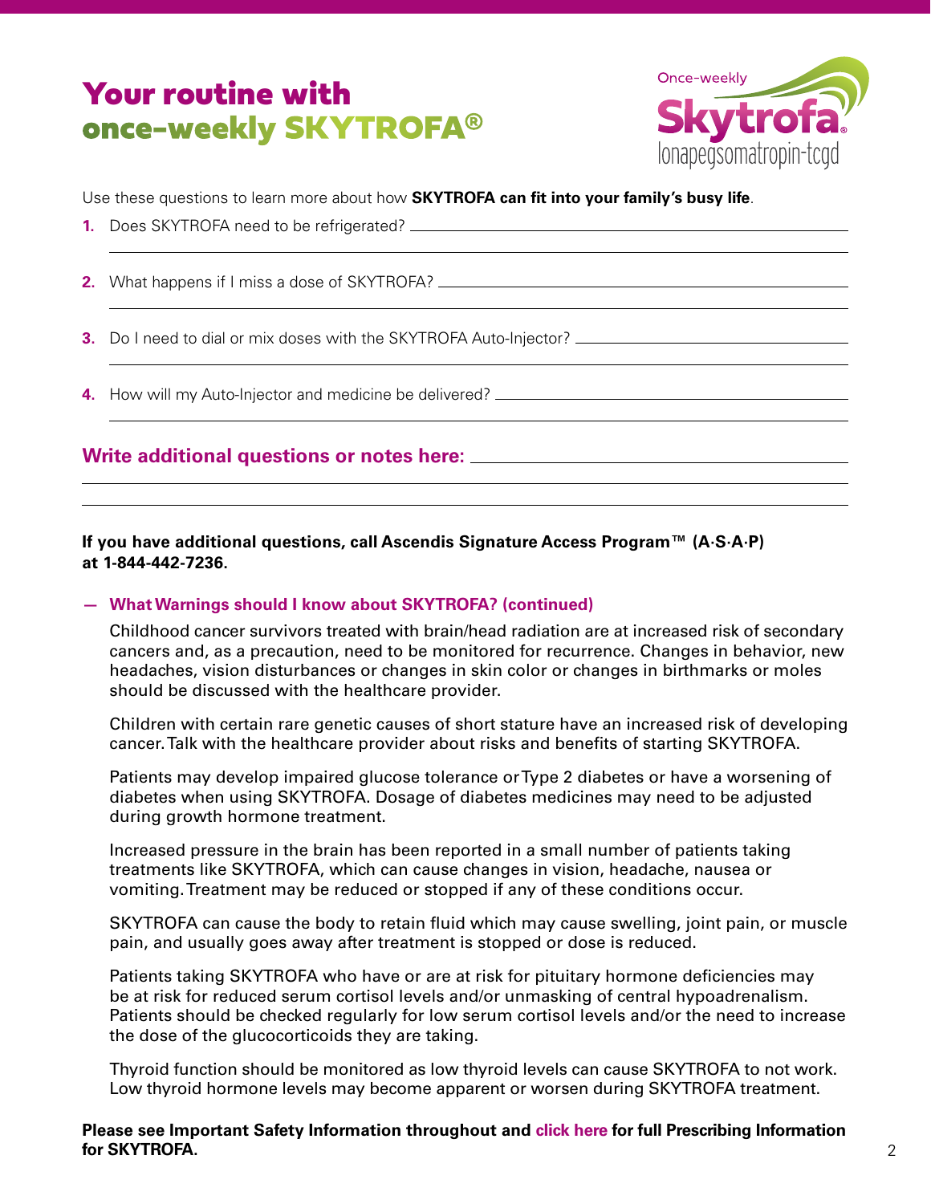# Your routine with once-weekly SKYTROFA®

Once-weekly Skytrofa® lonapegsomatropin-tcgd

Use these questions to learn more about how **SKYTROFA can fit into your family's busy life**.

1. Does SKYTROFA need to be refrigerated?
2. What happens if I miss a dose of SKYTROFA?
3. Do I need to dial or mix doses with the SKYTROFA Auto-Injector?
4. How will my Auto-Injector and medicine be delivered?

## Write additional questions or notes here:

**If you have additional questions, call Ascendis Signature Access Program™ (A·S·A·P) at 1-844-442-7236.**

### — What Warnings should I know about SKYTROFA? (continued)

Childhood cancer survivors treated with brain/head radiation are at increased risk of secondary cancers and, as a precaution, need to be monitored for recurrence. Changes in behavior, new headaches, vision disturbances or changes in skin color or changes in birthmarks or moles should be discussed with the healthcare provider.

Children with certain rare genetic causes of short stature have an increased risk of developing cancer. Talk with the healthcare provider about risks and benefits of starting SKYTROFA.

Patients may develop impaired glucose tolerance or Type 2 diabetes or have a worsening of diabetes when using SKYTROFA. Dosage of diabetes medicines may need to be adjusted during growth hormone treatment.

Increased pressure in the brain has been reported in a small number of patients taking treatments like SKYTROFA, which can cause changes in vision, headache, nausea or vomiting. Treatment may be reduced or stopped if any of these conditions occur.

SKYTROFA can cause the body to retain fluid which may cause swelling, joint pain, or muscle pain, and usually goes away after treatment is stopped or dose is reduced.

Patients taking SKYTROFA who have or are at risk for pituitary hormone deficiencies may be at risk for reduced serum cortisol levels and/or unmasking of central hypoadrenalism. Patients should be checked regularly for low serum cortisol levels and/or the need to increase the dose of the glucocorticoids they are taking.

Thyroid function should be monitored as low thyroid levels can cause SKYTROFA to not work. Low thyroid hormone levels may become apparent or worsen during SKYTROFA treatment.

**Please see Important Safety Information throughout and click here for full Prescribing Information for SKYTROFA.**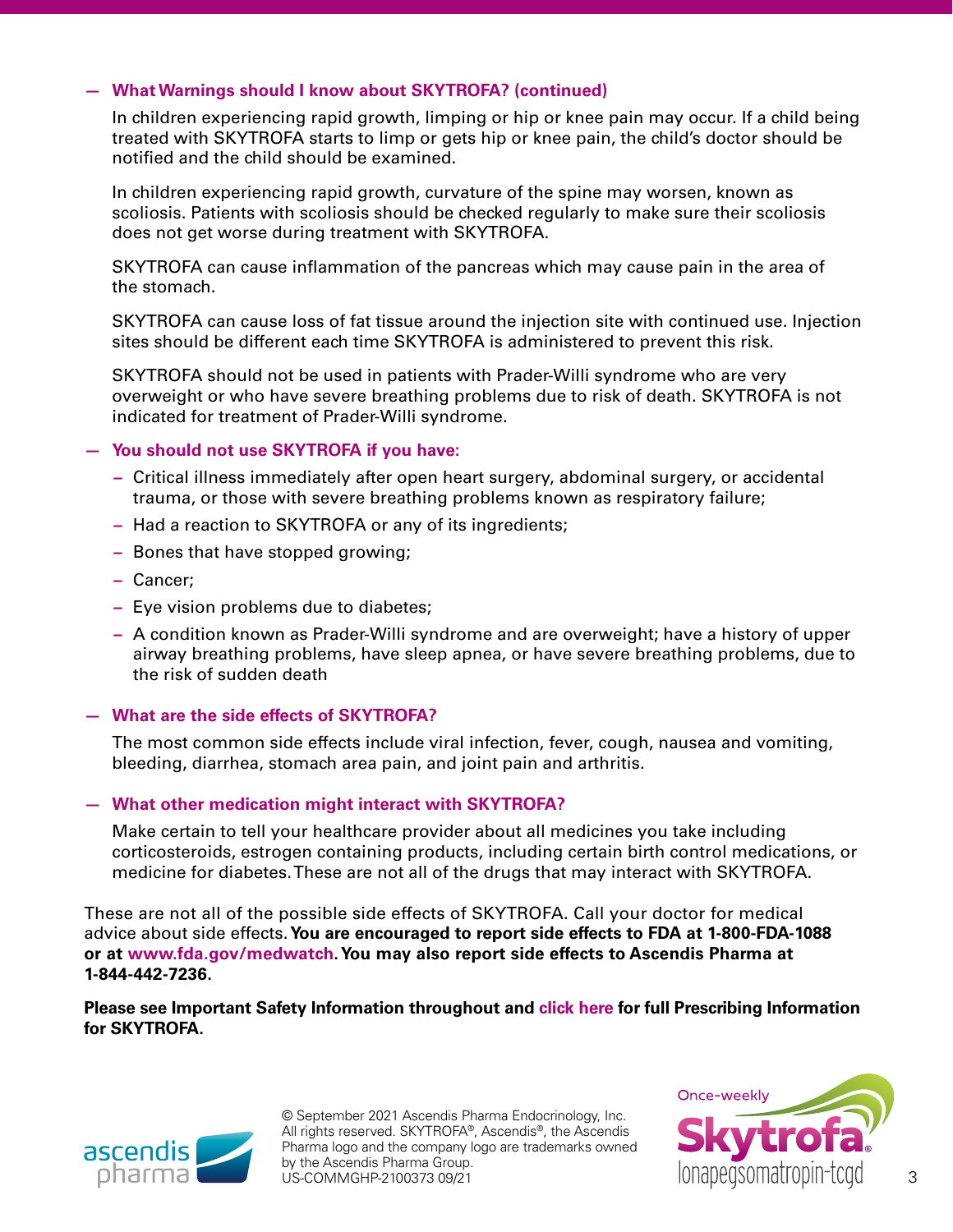### — What Warnings should I know about SKYTROFA? (continued)

In children experiencing rapid growth, limping or hip or knee pain may occur. If a child being treated with SKYTROFA starts to limp or gets hip or knee pain, the child's doctor should be notified and the child should be examined.

In children experiencing rapid growth, curvature of the spine may worsen, known as scoliosis. Patients with scoliosis should be checked regularly to make sure their scoliosis does not get worse during treatment with SKYTROFA.

SKYTROFA can cause inflammation of the pancreas which may cause pain in the area of the stomach.

SKYTROFA can cause loss of fat tissue around the injection site with continued use. Injection sites should be different each time SKYTROFA is administered to prevent this risk.

SKYTROFA should not be used in patients with Prader-Willi syndrome who are very overweight or who have severe breathing problems due to risk of death. SKYTROFA is not indicated for treatment of Prader-Willi syndrome.

### — You should not use SKYTROFA if you have:

- Critical illness immediately after open heart surgery, abdominal surgery, or accidental trauma, or those with severe breathing problems known as respiratory failure;
- Had a reaction to SKYTROFA or any of its ingredients;
- Bones that have stopped growing;
- Cancer;
- Eye vision problems due to diabetes;
- A condition known as Prader-Willi syndrome and are overweight; have a history of upper airway breathing problems, have sleep apnea, or have severe breathing problems, due to the risk of sudden death

### — What are the side effects of SKYTROFA?

The most common side effects include viral infection, fever, cough, nausea and vomiting, bleeding, diarrhea, stomach area pain, and joint pain and arthritis.

### — What other medication might interact with SKYTROFA?

Make certain to tell your healthcare provider about all medicines you take including corticosteroids, estrogen containing products, including certain birth control medications, or medicine for diabetes. These are not all of the drugs that may interact with SKYTROFA.

These are not all of the possible side effects of SKYTROFA. Call your doctor for medical advice about side effects. **You are encouraged to report side effects to FDA at 1-800-FDA-1088 or at www.fda.gov/medwatch. You may also report side effects to Ascendis Pharma at 1-844-442-7236.**

**Please see Important Safety Information throughout and click here for full Prescribing Information for SKYTROFA.**

© September 2021 Ascendis Pharma Endocrinology, Inc. All rights reserved. SKYTROFA®, Ascendis®, the Ascendis Pharma logo and the company logo are trademarks owned by the Ascendis Pharma Group.
US-COMMGHP-2100373 09/21

ascendis pharma

Once-weekly Skytrofa® lonapegsomatropin-tcgd